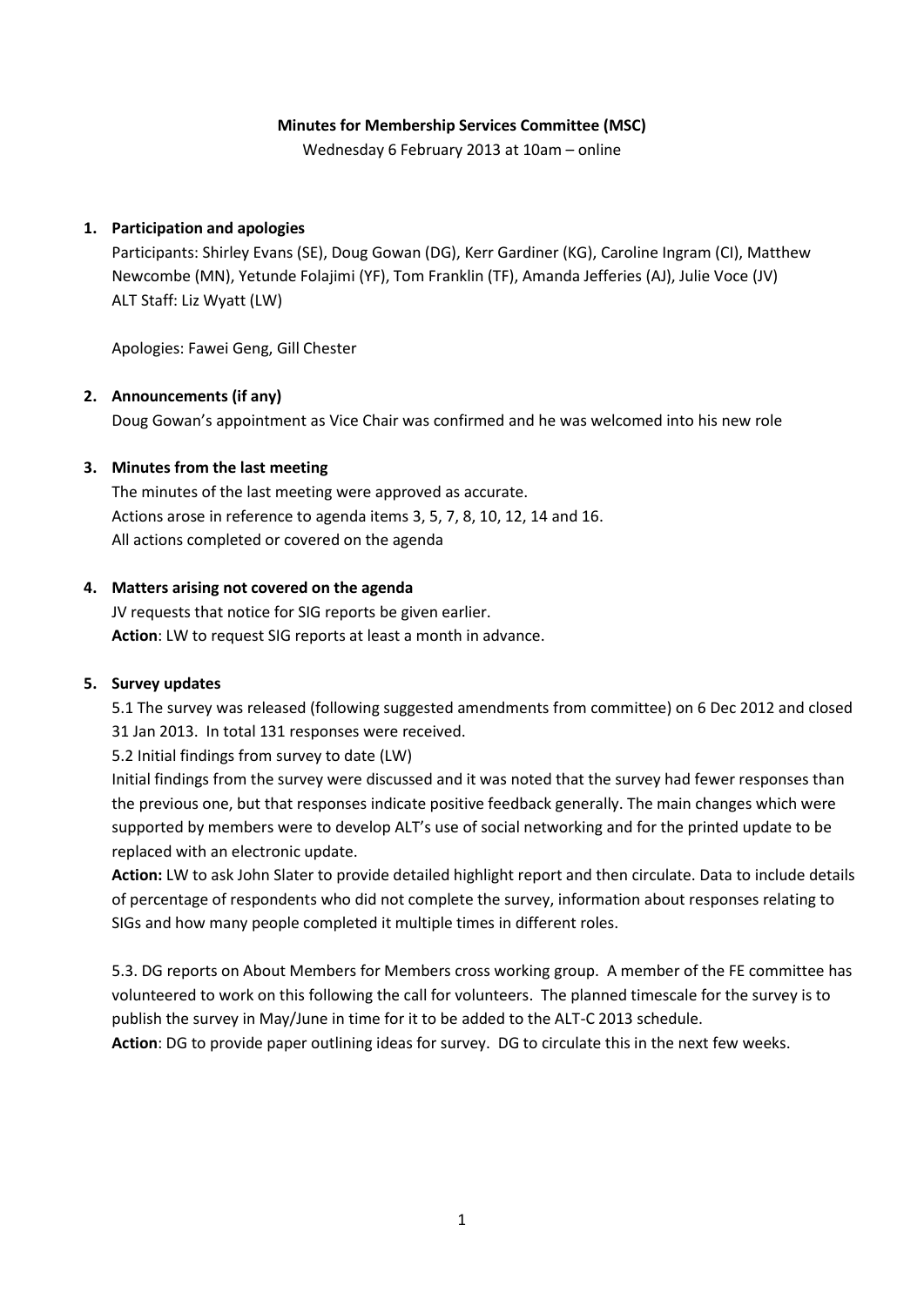**Minutes for Membership Services Committee (MSC)**

Wednesday 6 February 2013 at 10am – online

1. **Participation and apologies**

   Participants: Shirley Evans (SE), Doug Gowan (DG), Kerr Gardiner (KG), Caroline Ingram (CI), Matthew Newcombe (MN), Yetunde Folajimi (YF), Tom Franklin (TF), Amanda Jefferies (AJ), Julie Voce (JV)
   ALT Staff: Liz Wyatt (LW)

   Apologies: Fawei Geng, Gill Chester

2. **Announcements (if any)**

   Doug Gowan's appointment as Vice Chair was confirmed and he was welcomed into his new role

3. **Minutes from the last meeting**

   The minutes of the last meeting were approved as accurate.
   Actions arose in reference to agenda items 3, 5, 7, 8, 10, 12, 14 and 16.
   All actions completed or covered on the agenda

4. **Matters arising not covered on the agenda**

   JV requests that notice for SIG reports be given earlier.
   **Action**: LW to request SIG reports at least a month in advance.

5. **Survey updates**

   5.1 The survey was released (following suggested amendments from committee) on 6 Dec 2012 and closed 31 Jan 2013. In total 131 responses were received.

   5.2 Initial findings from survey to date (LW)
   Initial findings from the survey were discussed and it was noted that the survey had fewer responses than the previous one, but that responses indicate positive feedback generally. The main changes which were supported by members were to develop ALT's use of social networking and for the printed update to be replaced with an electronic update.
   **Action:** LW to ask John Slater to provide detailed highlight report and then circulate. Data to include details of percentage of respondents who did not complete the survey, information about responses relating to SIGs and how many people completed it multiple times in different roles.

   5.3. DG reports on About Members for Members cross working group. A member of the FE committee has volunteered to work on this following the call for volunteers. The planned timescale for the survey is to publish the survey in May/June in time for it to be added to the ALT-C 2013 schedule.
   **Action**: DG to provide paper outlining ideas for survey. DG to circulate this in the next few weeks.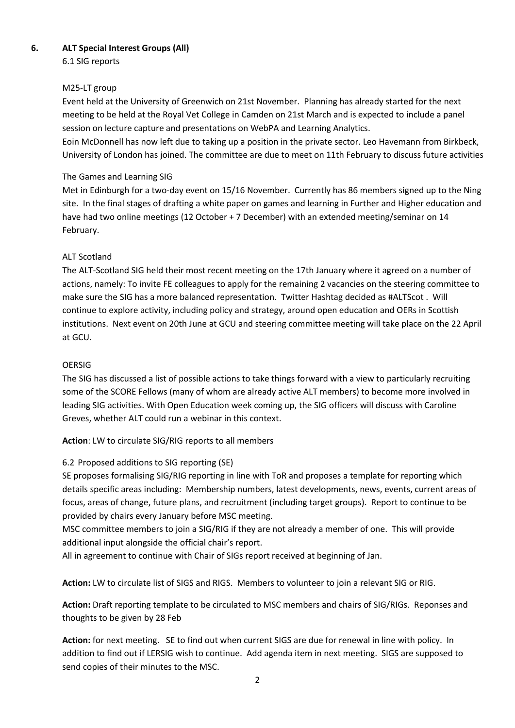## 6. ALT Special Interest Groups (All)

6.1 SIG reports

M25-LT group

Event held at the University of Greenwich on 21st November. Planning has already started for the next meeting to be held at the Royal Vet College in Camden on 21st March and is expected to include a panel session on lecture capture and presentations on WebPA and Learning Analytics.

Eoin McDonnell has now left due to taking up a position in the private sector. Leo Havemann from Birkbeck, University of London has joined. The committee are due to meet on 11th February to discuss future activities

The Games and Learning SIG

Met in Edinburgh for a two-day event on 15/16 November. Currently has 86 members signed up to the Ning site. In the final stages of drafting a white paper on games and learning in Further and Higher education and have had two online meetings (12 October + 7 December) with an extended meeting/seminar on 14 February.

ALT Scotland

The ALT-Scotland SIG held their most recent meeting on the 17th January where it agreed on a number of actions, namely: To invite FE colleagues to apply for the remaining 2 vacancies on the steering committee to make sure the SIG has a more balanced representation. Twitter Hashtag decided as #ALTScot . Will continue to explore activity, including policy and strategy, around open education and OERs in Scottish institutions. Next event on 20th June at GCU and steering committee meeting will take place on the 22 April at GCU.

OERSIG

The SIG has discussed a list of possible actions to take things forward with a view to particularly recruiting some of the SCORE Fellows (many of whom are already active ALT members) to become more involved in leading SIG activities. With Open Education week coming up, the SIG officers will discuss with Caroline Greves, whether ALT could run a webinar in this context.

**Action**: LW to circulate SIG/RIG reports to all members

6.2 Proposed additions to SIG reporting (SE)

SE proposes formalising SIG/RIG reporting in line with ToR and proposes a template for reporting which details specific areas including: Membership numbers, latest developments, news, events, current areas of focus, areas of change, future plans, and recruitment (including target groups). Report to continue to be provided by chairs every January before MSC meeting.

MSC committee members to join a SIG/RIG if they are not already a member of one. This will provide additional input alongside the official chair's report.

All in agreement to continue with Chair of SIGs report received at beginning of Jan.

**Action:** LW to circulate list of SIGS and RIGS. Members to volunteer to join a relevant SIG or RIG.

**Action:** Draft reporting template to be circulated to MSC members and chairs of SIG/RIGs. Reponses and thoughts to be given by 28 Feb

**Action:** for next meeting. SE to find out when current SIGS are due for renewal in line with policy. In addition to find out if LERSIG wish to continue. Add agenda item in next meeting. SIGS are supposed to send copies of their minutes to the MSC.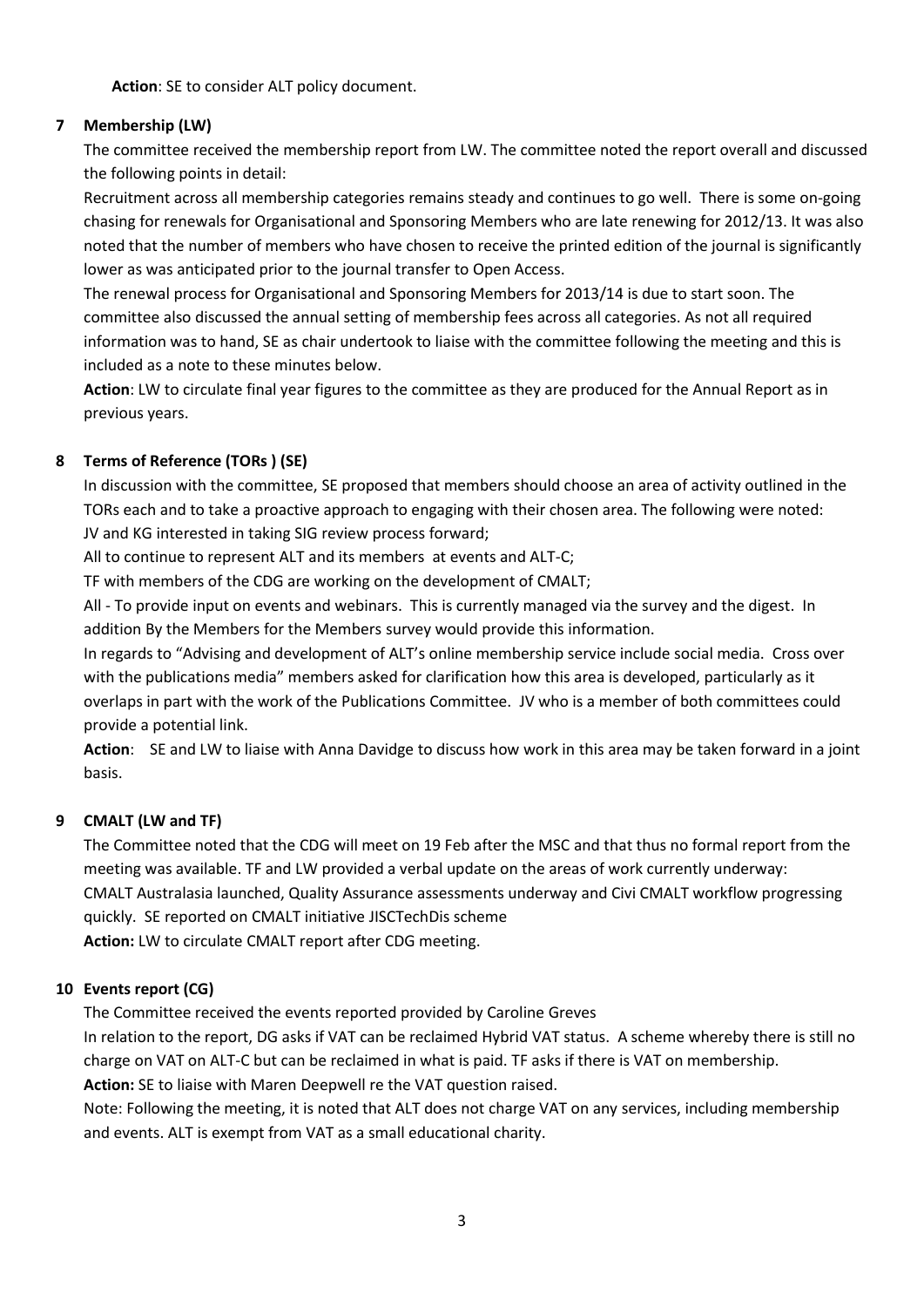**Action**: SE to consider ALT policy document.

## 7 Membership (LW)

The committee received the membership report from LW. The committee noted the report overall and discussed the following points in detail:

Recruitment across all membership categories remains steady and continues to go well. There is some on-going chasing for renewals for Organisational and Sponsoring Members who are late renewing for 2012/13. It was also noted that the number of members who have chosen to receive the printed edition of the journal is significantly lower as was anticipated prior to the journal transfer to Open Access.

The renewal process for Organisational and Sponsoring Members for 2013/14 is due to start soon. The committee also discussed the annual setting of membership fees across all categories. As not all required information was to hand, SE as chair undertook to liaise with the committee following the meeting and this is included as a note to these minutes below.

**Action**: LW to circulate final year figures to the committee as they are produced for the Annual Report as in previous years.

## 8 Terms of Reference (TORs ) (SE)

In discussion with the committee, SE proposed that members should choose an area of activity outlined in the TORs each and to take a proactive approach to engaging with their chosen area. The following were noted:

JV and KG interested in taking SIG review process forward;

All to continue to represent ALT and its members at events and ALT-C;

TF with members of the CDG are working on the development of CMALT;

All - To provide input on events and webinars. This is currently managed via the survey and the digest. In addition By the Members for the Members survey would provide this information.

In regards to "Advising and development of ALT's online membership service include social media. Cross over with the publications media" members asked for clarification how this area is developed, particularly as it overlaps in part with the work of the Publications Committee. JV who is a member of both committees could provide a potential link.

**Action**: SE and LW to liaise with Anna Davidge to discuss how work in this area may be taken forward in a joint basis.

## 9 CMALT (LW and TF)

The Committee noted that the CDG will meet on 19 Feb after the MSC and that thus no formal report from the meeting was available. TF and LW provided a verbal update on the areas of work currently underway: CMALT Australasia launched, Quality Assurance assessments underway and Civi CMALT workflow progressing quickly. SE reported on CMALT initiative JISCTechDis scheme

**Action:** LW to circulate CMALT report after CDG meeting.

## 10 Events report (CG)

The Committee received the events reported provided by Caroline Greves

In relation to the report, DG asks if VAT can be reclaimed Hybrid VAT status. A scheme whereby there is still no charge on VAT on ALT-C but can be reclaimed in what is paid. TF asks if there is VAT on membership.

**Action:** SE to liaise with Maren Deepwell re the VAT question raised.

Note: Following the meeting, it is noted that ALT does not charge VAT on any services, including membership and events. ALT is exempt from VAT as a small educational charity.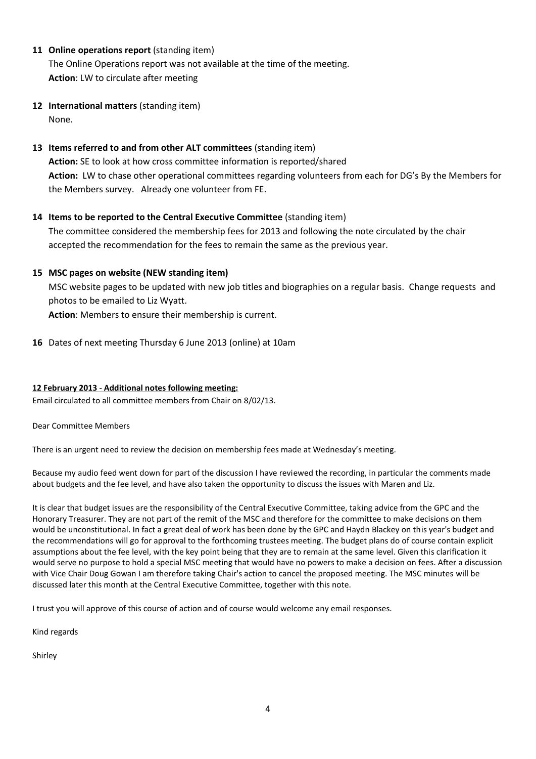**11 Online operations report** (standing item)

The Online Operations report was not available at the time of the meeting.

**Action**: LW to circulate after meeting

**12 International matters** (standing item)

None.

**13 Items referred to and from other ALT committees** (standing item)

**Action:** SE to look at how cross committee information is reported/shared

**Action:** LW to chase other operational committees regarding volunteers from each for DG's By the Members for the Members survey. Already one volunteer from FE.

**14 Items to be reported to the Central Executive Committee** (standing item)

The committee considered the membership fees for 2013 and following the note circulated by the chair accepted the recommendation for the fees to remain the same as the previous year.

**15 MSC pages on website (NEW standing item)**

MSC website pages to be updated with new job titles and biographies on a regular basis. Change requests and photos to be emailed to Liz Wyatt.

**Action**: Members to ensure their membership is current.

**16** Dates of next meeting Thursday 6 June 2013 (online) at 10am

**12 February 2013 - Additional notes following meeting:**

Email circulated to all committee members from Chair on 8/02/13.

Dear Committee Members

There is an urgent need to review the decision on membership fees made at Wednesday's meeting.

Because my audio feed went down for part of the discussion I have reviewed the recording, in particular the comments made about budgets and the fee level, and have also taken the opportunity to discuss the issues with Maren and Liz.

It is clear that budget issues are the responsibility of the Central Executive Committee, taking advice from the GPC and the Honorary Treasurer. They are not part of the remit of the MSC and therefore for the committee to make decisions on them would be unconstitutional. In fact a great deal of work has been done by the GPC and Haydn Blackey on this year's budget and the recommendations will go for approval to the forthcoming trustees meeting. The budget plans do of course contain explicit assumptions about the fee level, with the key point being that they are to remain at the same level. Given this clarification it would serve no purpose to hold a special MSC meeting that would have no powers to make a decision on fees. After a discussion with Vice Chair Doug Gowan I am therefore taking Chair's action to cancel the proposed meeting. The MSC minutes will be discussed later this month at the Central Executive Committee, together with this note.

I trust you will approve of this course of action and of course would welcome any email responses.

Kind regards

Shirley